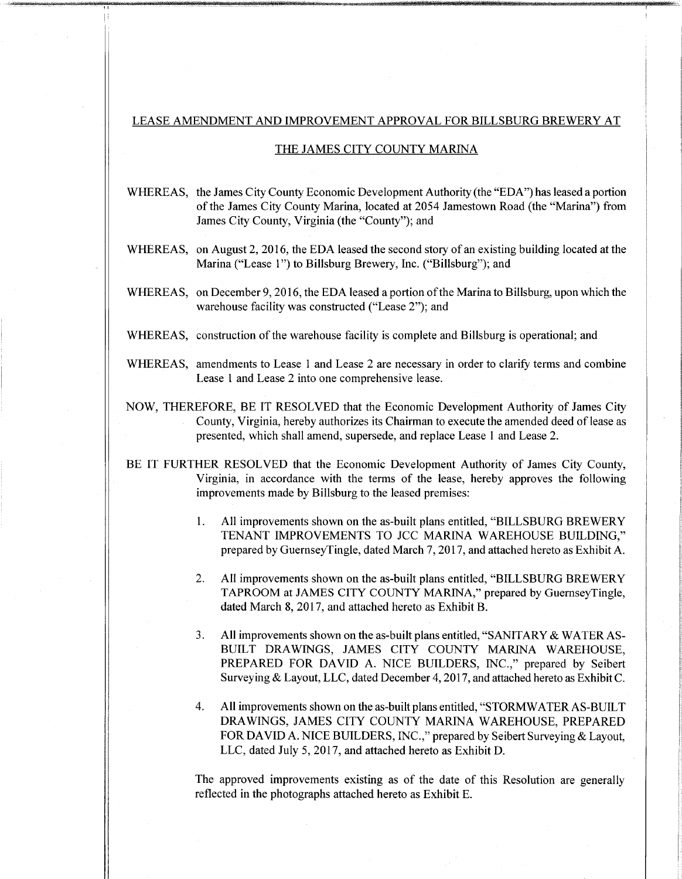## LEASE AMENDMENT AND IMPROVEMENT APPROVAL FOR BILLSBURG BREWERY AT THE JAMES CITY COUNTY MARINA

WHEREAS, the James City County Economic Development Authority (the "EDA") has leased a portion of the James City County Marina, located at 2054 Jamestown Road (the "Marina") from James City County, Virginia (the "County"); and

WHEREAS, on August 2, 2016, the EDA leased the second story of an existing building located at the Marina ("Lease 1") to Billsburg Brewery, Inc. ("Billsburg"); and

WHEREAS, on December 9, 2016, the EDA leased a portion of the Marina to Billsburg, upon which the warehouse facility was constructed ("Lease 2"); and

WHEREAS, construction of the warehouse facility is complete and Billsburg is operational; and

WHEREAS, amendments to Lease 1 and Lease 2 are necessary in order to clarify terms and combine Lease 1 and Lease 2 into one comprehensive lease.

NOW, THEREFORE, BE IT RESOLVED that the Economic Development Authority of James City County, Virginia, hereby authorizes its Chairman to execute the amended deed of lease as presented, which shall amend, supersede, and replace Lease 1 and Lease 2.

BE IT FURTHER RESOLVED that the Economic Development Authority of James City County, Virginia, in accordance with the terms of the lease, hereby approves the following improvements made by Billsburg to the leased premises:

1. All improvements shown on the as-built plans entitled, "BILLSBURG BREWERY TENANT IMPROVEMENTS TO JCC MARINA WAREHOUSE BUILDING," prepared by GuernseyTingle, dated March 7, 2017, and attached hereto as Exhibit A.

2. All improvements shown on the as-built plans entitled, "BILLSBURG BREWERY TAPROOM at JAMES CITY COUNTY MARINA," prepared by GuernseyTingle, dated March 8, 2017, and attached hereto as Exhibit B.

3. All improvements shown on the as-built plans entitled, "SANITARY & WATER AS-BUILT DRAWINGS, JAMES CITY COUNTY MARINA WAREHOUSE, PREPARED FOR DAVID A. NICE BUILDERS, INC.," prepared by Seibert Surveying & Layout, LLC, dated December 4, 2017, and attached hereto as Exhibit C.

4. All improvements shown on the as-built plans entitled, "STORMWATER AS-BUILT DRAWINGS, JAMES CITY COUNTY MARINA WAREHOUSE, PREPARED FOR DAVID A. NICE BUILDERS, INC.," prepared by Seibert Surveying & Layout, LLC, dated July 5, 2017, and attached hereto as Exhibit D.

The approved improvements existing as of the date of this Resolution are generally reflected in the photographs attached hereto as Exhibit E.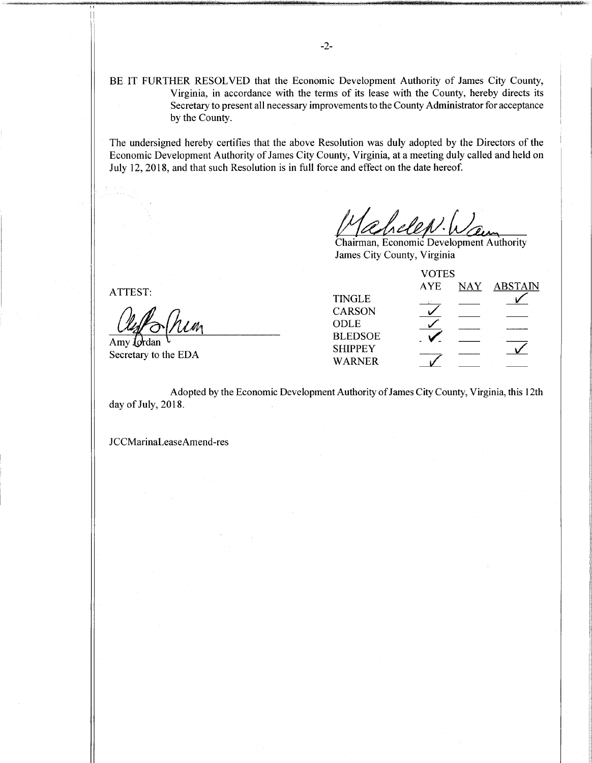BE IT FURTHER RESOLVED that the Economic Development Authority of James City County, Virginia, in accordance with the terms of its lease with the County, hereby directs its Secretary to present all necessary improvements to the County Administrator for acceptance by the County.

The undersigned hereby certifies that the above Resolution was duly adopted by the Directors of the Economic Development Authority of James City County, Virginia, at a meeting duly called and held on July 12, 2018, and that such Resolution is in full force and effect on the date hereof.

Chairman, Economic Development Authority
James City County, Virginia

ATTEST:

Amy Jordan
Secretary to the EDA

| | VOTES AYE | NAY | ABSTAIN |
|---|---|---|---|
| TINGLE | | | ✓ |
| CARSON | ✓ | | |
| ODLE | ✓ | | |
| BLEDSOE | ✓ | | |
| SHIPPEY | | | ✓ |
| WARNER | ✓ | | |

Adopted by the Economic Development Authority of James City County, Virginia, this 12th day of July, 2018.

JCCMarinaLeaseAmend-res